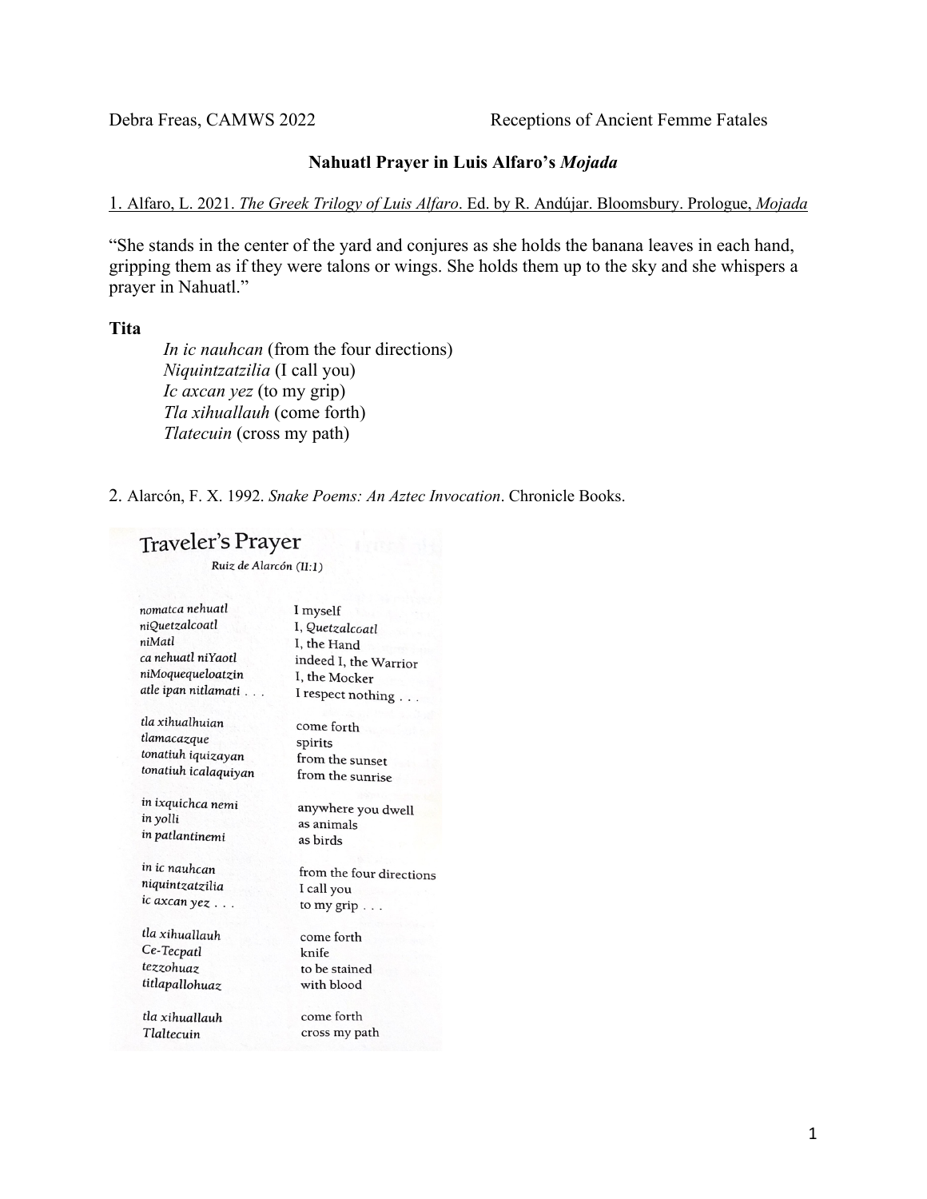Debra Freas, CAMWS 2022 Receptions of Ancient Femme Fatales

## Nahuatl Prayer in Luis Alfaro's *Mojada*

1. Alfaro, L. 2021. *The Greek Trilogy of Luis Alfaro*. Ed. by R. Andújar. Bloomsbury. Prologue, *Mojada*

"She stands in the center of the yard and conjures as she holds the banana leaves in each hand, gripping them as if they were talons or wings. She holds them up to the sky and she whispers a prayer in Nahuatl."

**Tita**

> *In ic nauhcan* (from the four directions)
> *Niquintzatzilia* (I call you)
> *Ic axcan yez* (to my grip)
> *Tla xihuallauh* (come forth)
> *Tlatecuin* (cross my path)

2. Alarcón, F. X. 1992. *Snake Poems: An Aztec Invocation*. Chronicle Books.

### Traveler's Prayer

Ruiz de Alarcón (II:1)

| | |
|---|---|
| *nomatca nehuatl* | I myself |
| *niQuetzalcoatl* | I, *Quetzalcoatl* |
| *niMatl* | I, the Hand |
| *ca nehuatl niYaotl* | indeed I, the Warrior |
| *niMoquequeloatzin* | I, the Mocker |
| *atle ipan nitlamati . . .* | I respect nothing . . . |
| | |
| *tla xihualhuian* | come forth |
| *tlamacazque* | spirits |
| *tonatiuh iquizayan* | from the sunset |
| *tonatiuh icalaquiyan* | from the sunrise |
| | |
| *in ixquichca nemi* | anywhere you dwell |
| *in yolli* | as animals |
| *in patlantinemi* | as birds |
| | |
| *in ic nauhcan* | from the four directions |
| *niquintzatzilia* | I call you |
| *ic axcan yez . . .* | to my grip . . . |
| | |
| *tla xihuallauh* | come forth |
| *Ce-Tecpatl* | knife |
| *tezzohuaz* | to be stained |
| *titlapallohuaz* | with blood |
| | |
| *tla xihuallauh* | come forth |
| *Tlaltecuin* | cross my path |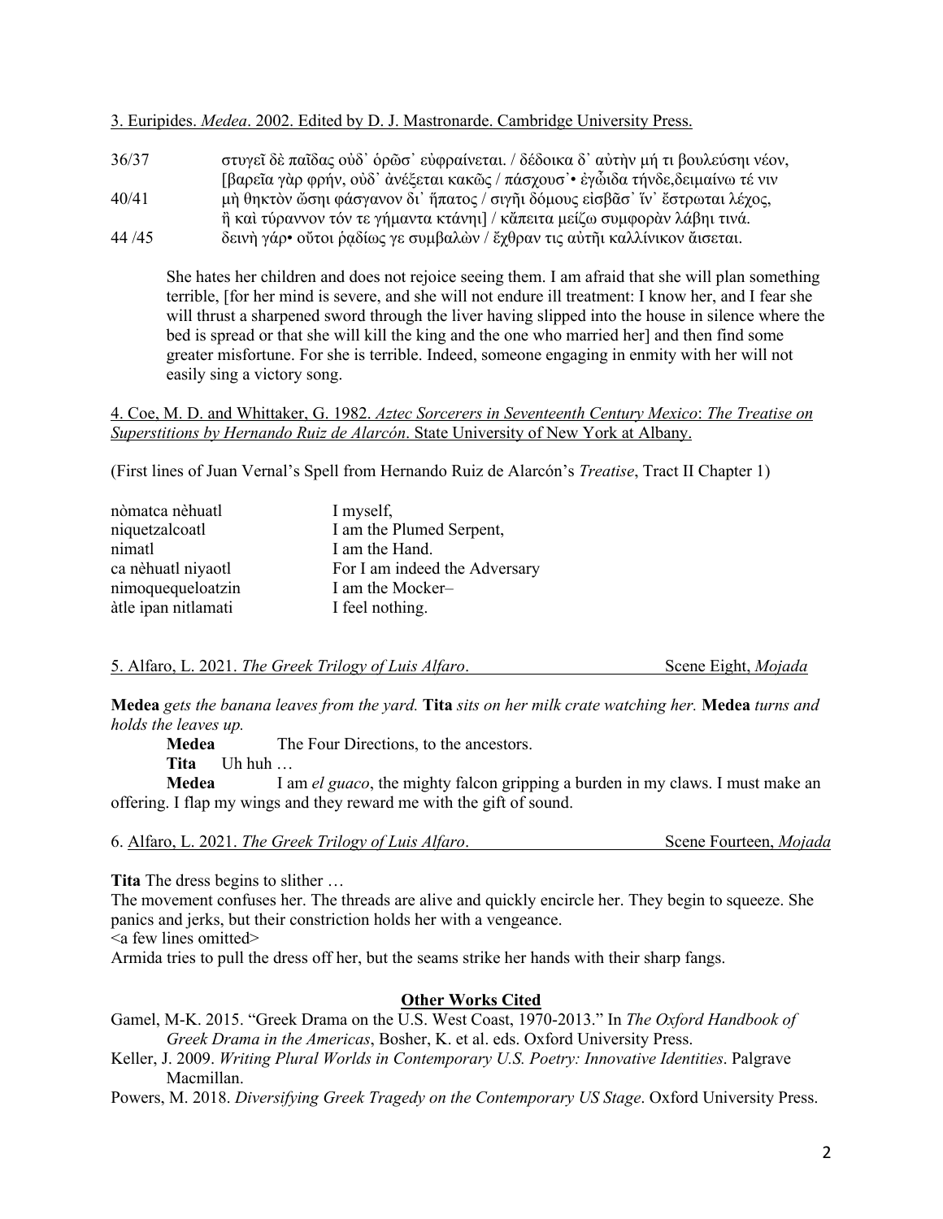3. Euripides. *Medea*. 2002. Edited by D. J. Mastronarde. Cambridge University Press.

| | |
|---|---|
| 36/37 | στυγεῖ δὲ παῖδας οὐδ᾽ ὁρῶσ᾽ εὐφραίνεται. / δέδοικα δ᾽ αὐτὴν μή τι βουλεύσηι νέον, [βαρεῖα γὰρ φρήν, οὐδ᾽ ἀνέξεται κακῶς / πάσχουσ᾽• ἐγὦιδα τήνδε,δειμαίνω τέ νιν |
| 40/41 | μὴ θηκτὸν ὤσηι φάσγανον δι᾽ ἥπατος / σιγῆι δόμους εἰσβᾶσ᾽ ἵν᾽ ἔστρωται λέχος, ἢ καὶ τύραννον τόν τε γήμαντα κτάνηι] / κἄπειτα μείζω συμφορὰν λάβηι τινά. |
| 44 /45 | δεινὴ γάρ• οὔτοι ῥαδίως γε συμβαλὼν / ἔχθραν τις αὐτῆι καλλίνικον ἄισεται. |

> She hates her children and does not rejoice seeing them. I am afraid that she will plan something terrible, [for her mind is severe, and she will not endure ill treatment: I know her, and I fear she will thrust a sharpened sword through the liver having slipped into the house in silence where the bed is spread or that she will kill the king and the one who married her] and then find some greater misfortune. For she is terrible. Indeed, someone engaging in enmity with her will not easily sing a victory song.

4. Coe, M. D. and Whittaker, G. 1982. *Aztec Sorcerers in Seventeenth Century Mexico*: *The Treatise on Superstitions by Hernando Ruiz de Alarcón*. State University of New York at Albany.

(First lines of Juan Vernal's Spell from Hernando Ruiz de Alarcón's *Treatise*, Tract II Chapter 1)

| | |
|---|---|
| nòmatca nèhuatl | I myself, |
| niquetzalcoatl | I am the Plumed Serpent, |
| nimatl | I am the Hand. |
| ca nèhuatl niyaotl | For I am indeed the Adversary |
| nimoquequeloatzin | I am the Mocker– |
| àtle ipan nitlamati | I feel nothing. |

5. Alfaro, L. 2021. *The Greek Trilogy of Luis Alfaro*. Scene Eight, *Mojada*

**Medea** *gets the banana leaves from the yard.* **Tita** *sits on her milk crate watching her.* **Medea** *turns and holds the leaves up.*

**Medea** The Four Directions, to the ancestors.

**Tita** Uh huh …

**Medea** I am *el guaco*, the mighty falcon gripping a burden in my claws. I must make an offering. I flap my wings and they reward me with the gift of sound.

6. Alfaro, L. 2021. *The Greek Trilogy of Luis Alfaro*. Scene Fourteen, *Mojada*

**Tita** The dress begins to slither …

The movement confuses her. The threads are alive and quickly encircle her. They begin to squeeze. She panics and jerks, but their constriction holds her with a vengeance.

<a few lines omitted>

Armida tries to pull the dress off her, but the seams strike her hands with their sharp fangs.

## Other Works Cited

Gamel, M-K. 2015. "Greek Drama on the U.S. West Coast, 1970-2013." In *The Oxford Handbook of Greek Drama in the Americas*, Bosher, K. et al. eds. Oxford University Press.

Keller, J. 2009. *Writing Plural Worlds in Contemporary U.S. Poetry: Innovative Identities*. Palgrave Macmillan.

Powers, M. 2018. *Diversifying Greek Tragedy on the Contemporary US Stage*. Oxford University Press.